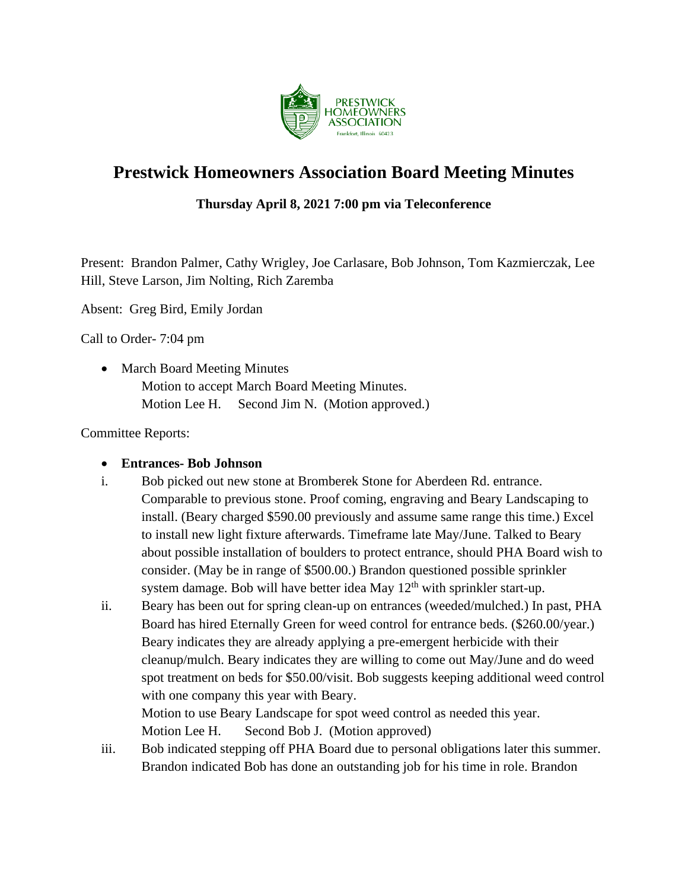# Prestwick Homeowners Association Board Meeting Minutes

**Thursday April 8, 2021 7:00 pm via Teleconference**

Present: Brandon Palmer, Cathy Wrigley, Joe Carlasare, Bob Johnson, Tom Kazmierczak, Lee Hill, Steve Larson, Jim Nolting, Rich Zaremba

Absent: Greg Bird, Emily Jordan

Call to Order- 7:04 pm

- March Board Meeting Minutes
  Motion to accept March Board Meeting Minutes.
  Motion Lee H. Second Jim N. (Motion approved.)

Committee Reports:

- **Entrances- Bob Johnson**

i. Bob picked out new stone at Bromberek Stone for Aberdeen Rd. entrance. Comparable to previous stone. Proof coming, engraving and Beary Landscaping to install. (Beary charged $590.00 previously and assume same range this time.) Excel to install new light fixture afterwards. Timeframe late May/June. Talked to Beary about possible installation of boulders to protect entrance, should PHA Board wish to consider. (May be in range of $500.00.) Brandon questioned possible sprinkler system damage. Bob will have better idea May 12th with sprinkler start-up.

ii. Beary has been out for spring clean-up on entrances (weeded/mulched.) In past, PHA Board has hired Eternally Green for weed control for entrance beds. ($260.00/year.) Beary indicates they are already applying a pre-emergent herbicide with their cleanup/mulch. Beary indicates they are willing to come out May/June and do weed spot treatment on beds for $50.00/visit. Bob suggests keeping additional weed control with one company this year with Beary.
Motion to use Beary Landscape for spot weed control as needed this year.
Motion Lee H. Second Bob J. (Motion approved)

iii. Bob indicated stepping off PHA Board due to personal obligations later this summer. Brandon indicated Bob has done an outstanding job for his time in role. Brandon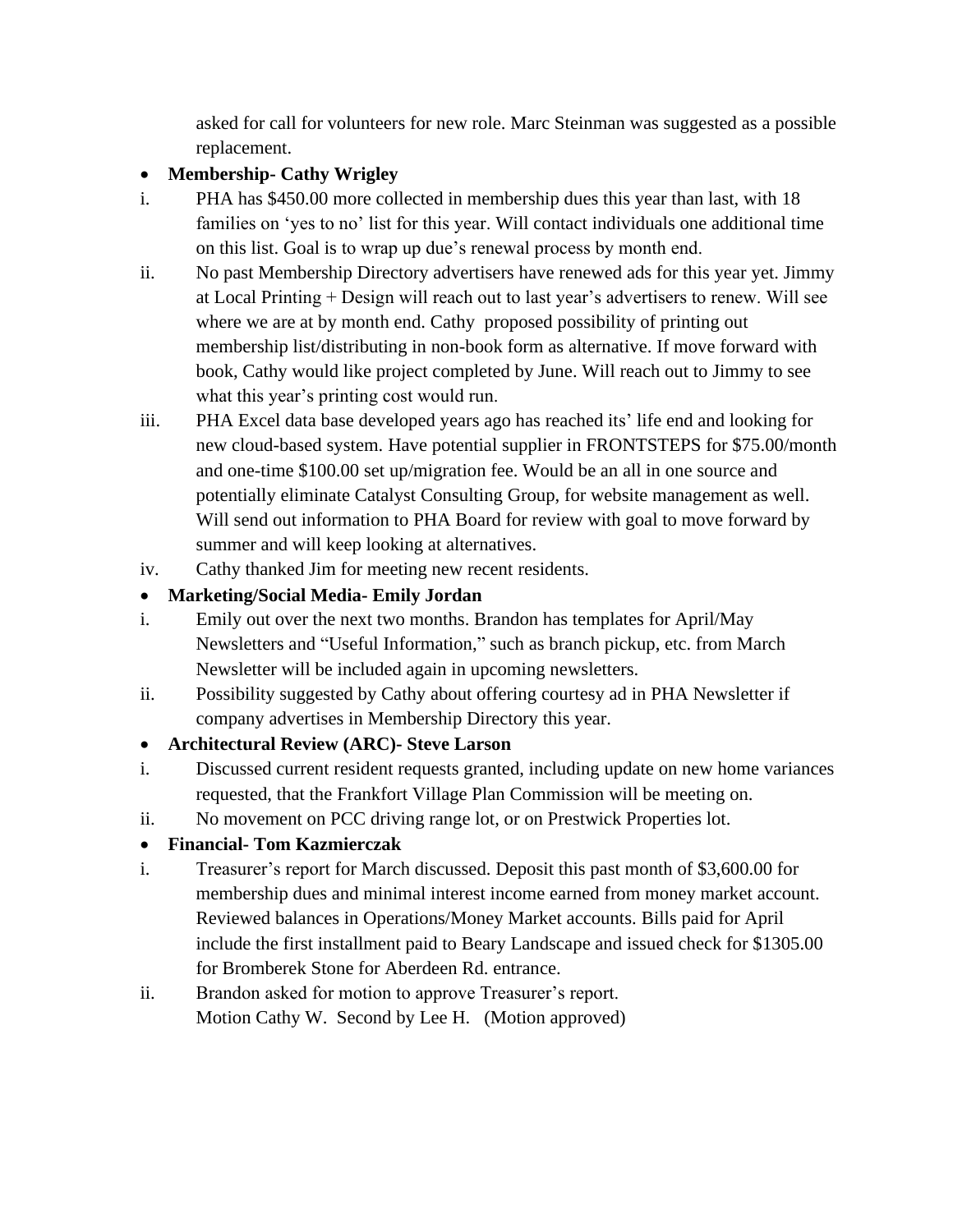asked for call for volunteers for new role. Marc Steinman was suggested as a possible replacement.

- **Membership- Cathy Wrigley**

i. PHA has $450.00 more collected in membership dues this year than last, with 18 families on 'yes to no' list for this year. Will contact individuals one additional time on this list. Goal is to wrap up due's renewal process by month end.

ii. No past Membership Directory advertisers have renewed ads for this year yet. Jimmy at Local Printing + Design will reach out to last year's advertisers to renew. Will see where we are at by month end. Cathy proposed possibility of printing out membership list/distributing in non-book form as alternative. If move forward with book, Cathy would like project completed by June. Will reach out to Jimmy to see what this year's printing cost would run.

iii. PHA Excel data base developed years ago has reached its' life end and looking for new cloud-based system. Have potential supplier in FRONTSTEPS for $75.00/month and one-time $100.00 set up/migration fee. Would be an all in one source and potentially eliminate Catalyst Consulting Group, for website management as well. Will send out information to PHA Board for review with goal to move forward by summer and will keep looking at alternatives.

iv. Cathy thanked Jim for meeting new recent residents.

- **Marketing/Social Media- Emily Jordan**

i. Emily out over the next two months. Brandon has templates for April/May Newsletters and "Useful Information," such as branch pickup, etc. from March Newsletter will be included again in upcoming newsletters.

ii. Possibility suggested by Cathy about offering courtesy ad in PHA Newsletter if company advertises in Membership Directory this year.

- **Architectural Review (ARC)- Steve Larson**

i. Discussed current resident requests granted, including update on new home variances requested, that the Frankfort Village Plan Commission will be meeting on.

ii. No movement on PCC driving range lot, or on Prestwick Properties lot.

- **Financial- Tom Kazmierczak**

i. Treasurer's report for March discussed. Deposit this past month of $3,600.00 for membership dues and minimal interest income earned from money market account. Reviewed balances in Operations/Money Market accounts. Bills paid for April include the first installment paid to Beary Landscape and issued check for $1305.00 for Bromberek Stone for Aberdeen Rd. entrance.

ii. Brandon asked for motion to approve Treasurer's report.
Motion Cathy W. Second by Lee H. (Motion approved)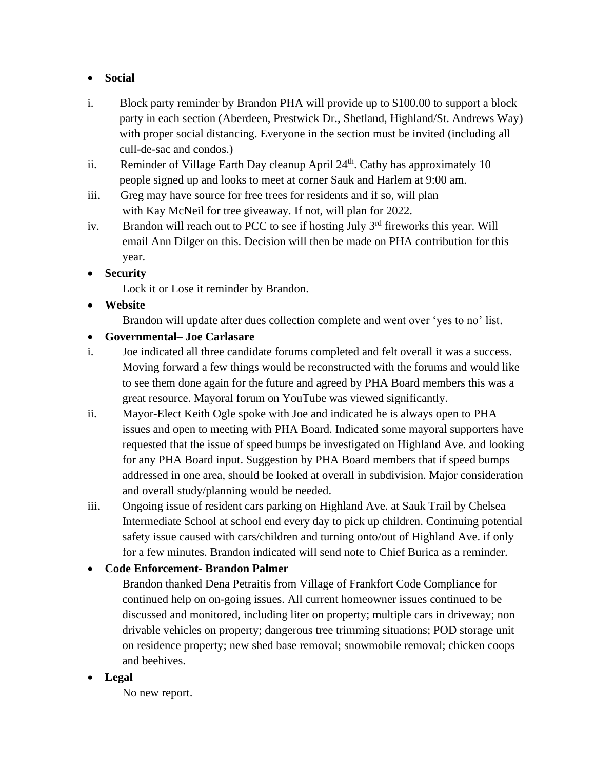- **Social**

i. Block party reminder by Brandon PHA will provide up to $100.00 to support a block party in each section (Aberdeen, Prestwick Dr., Shetland, Highland/St. Andrews Way) with proper social distancing. Everyone in the section must be invited (including all cull-de-sac and condos.)

ii. Reminder of Village Earth Day cleanup April 24th. Cathy has approximately 10 people signed up and looks to meet at corner Sauk and Harlem at 9:00 am.

iii. Greg may have source for free trees for residents and if so, will plan with Kay McNeil for tree giveaway. If not, will plan for 2022.

iv. Brandon will reach out to PCC to see if hosting July 3rd fireworks this year. Will email Ann Dilger on this. Decision will then be made on PHA contribution for this year.

- **Security**

  Lock it or Lose it reminder by Brandon.

- **Website**

  Brandon will update after dues collection complete and went over 'yes to no' list.

- **Governmental– Joe Carlasare**

i. Joe indicated all three candidate forums completed and felt overall it was a success. Moving forward a few things would be reconstructed with the forums and would like to see them done again for the future and agreed by PHA Board members this was a great resource. Mayoral forum on YouTube was viewed significantly.

ii. Mayor-Elect Keith Ogle spoke with Joe and indicated he is always open to PHA issues and open to meeting with PHA Board. Indicated some mayoral supporters have requested that the issue of speed bumps be investigated on Highland Ave. and looking for any PHA Board input. Suggestion by PHA Board members that if speed bumps addressed in one area, should be looked at overall in subdivision. Major consideration and overall study/planning would be needed.

iii. Ongoing issue of resident cars parking on Highland Ave. at Sauk Trail by Chelsea Intermediate School at school end every day to pick up children. Continuing potential safety issue caused with cars/children and turning onto/out of Highland Ave. if only for a few minutes. Brandon indicated will send note to Chief Burica as a reminder.

- **Code Enforcement- Brandon Palmer**

  Brandon thanked Dena Petraitis from Village of Frankfort Code Compliance for continued help on on-going issues. All current homeowner issues continued to be discussed and monitored, including liter on property; multiple cars in driveway; non drivable vehicles on property; dangerous tree trimming situations; POD storage unit on residence property; new shed base removal; snowmobile removal; chicken coops and beehives.

- **Legal**

  No new report.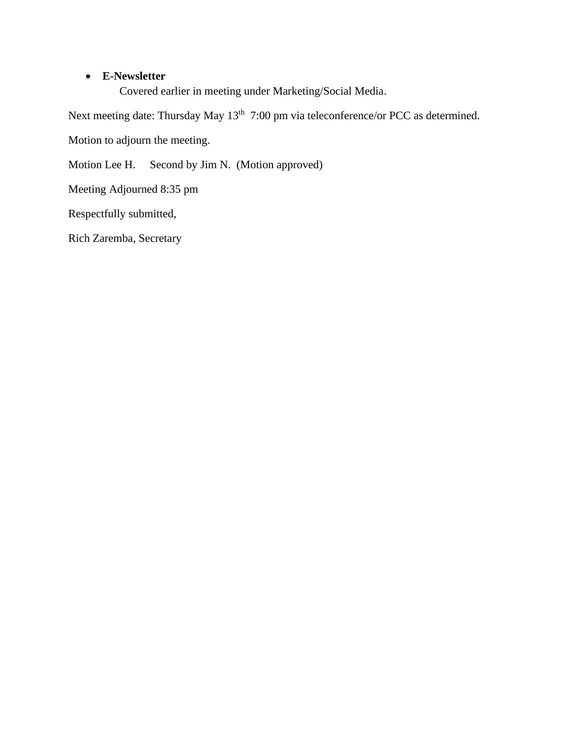- **E-Newsletter**
  Covered earlier in meeting under Marketing/Social Media.

Next meeting date: Thursday May 13th 7:00 pm via teleconference/or PCC as determined.

Motion to adjourn the meeting.

Motion Lee H. Second by Jim N. (Motion approved)

Meeting Adjourned 8:35 pm

Respectfully submitted,

Rich Zaremba, Secretary